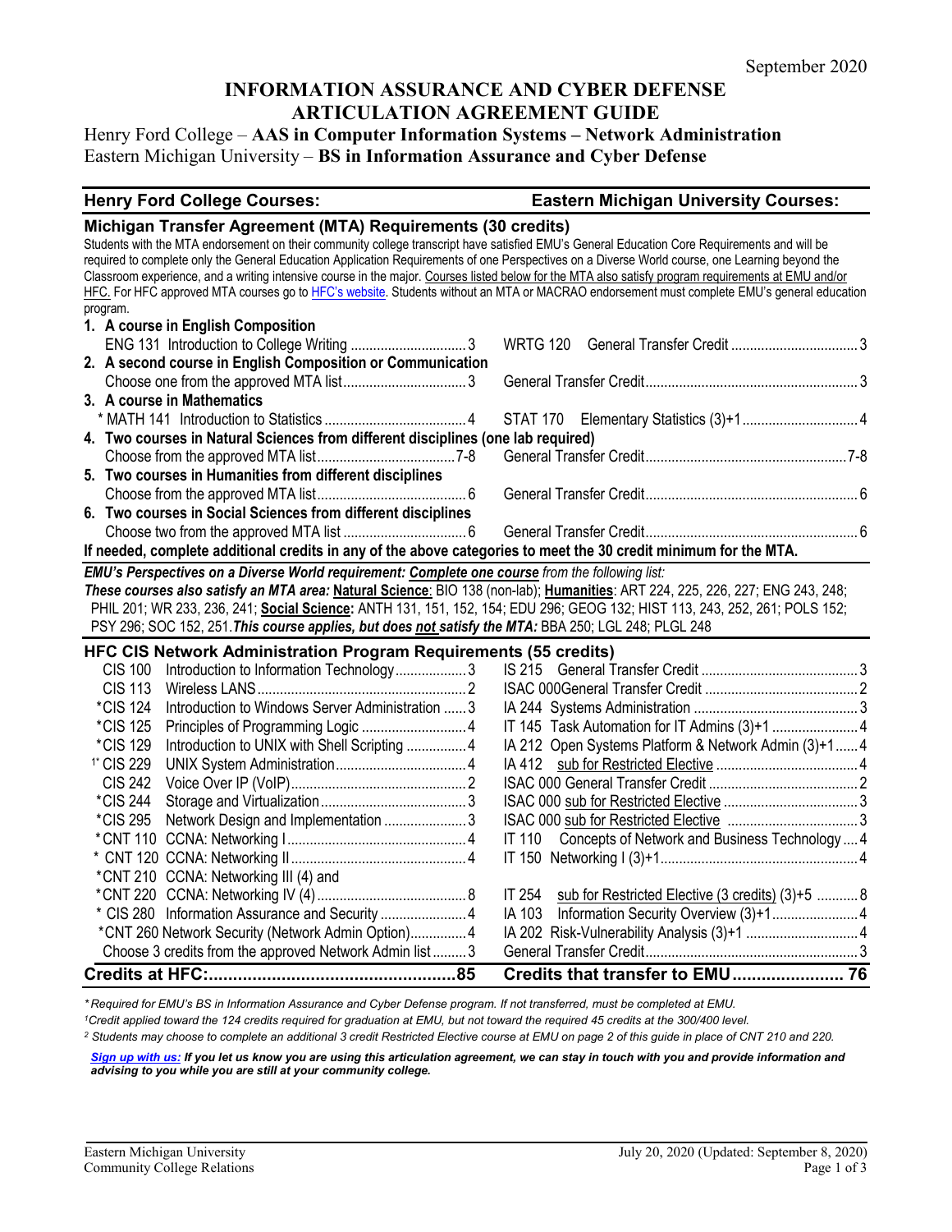September 2020

# INFORMATION ASSURANCE AND CYBER DEFENSE ARTICULATION AGREEMENT GUIDE

Henry Ford College – **AAS in Computer Information Systems – Network Administration**
Eastern Michigan University – **BS in Information Assurance and Cyber Defense**

| **Henry Ford College Courses:** | **Eastern Michigan University Courses:** |
|---|---|

## Michigan Transfer Agreement (MTA) Requirements (30 credits)

Students with the MTA endorsement on their community college transcript have satisfied EMU's General Education Core Requirements and will be required to complete only the General Education Application Requirements of one Perspectives on a Diverse World course, one Learning beyond the Classroom experience, and a writing intensive course in the major. Courses listed below for the MTA also satisfy program requirements at EMU and/or HFC. For HFC approved MTA courses go to HFC's website. Students without an MTA or MACRAO endorsement must complete EMU's general education program.

| Henry Ford College Courses | Credits | Eastern Michigan University Courses | Credits |
|---|---|---|---|
| **1. A course in English Composition** | | | |
| ENG 131 Introduction to College Writing | 3 | WRTG 120 General Transfer Credit | 3 |
| **2. A second course in English Composition or Communication** | | | |
| Choose one from the approved MTA list | 3 | General Transfer Credit | 3 |
| **3. A course in Mathematics** | | | |
| * MATH 141 Introduction to Statistics | 4 | STAT 170 Elementary Statistics (3)+1 | 4 |
| **4. Two courses in Natural Sciences from different disciplines (one lab required)** | | | |
| Choose from the approved MTA list | 7-8 | General Transfer Credit | 7-8 |
| **5. Two courses in Humanities from different disciplines** | | | |
| Choose from the approved MTA list | 6 | General Transfer Credit | 6 |
| **6. Two courses in Social Sciences from different disciplines** | | | |
| Choose two from the approved MTA list | 6 | General Transfer Credit | 6 |

**If needed, complete additional credits in any of the above categories to meet the 30 credit minimum for the MTA.**

***EMU's Perspectives on a Diverse World requirement: Complete one course** from the following list:*
***These courses also satisfy an MTA area:* <u>Natural Science</u>**: BIO 138 (non-lab); **<u>Humanities</u>**: ART 224, 225, 226, 227; ENG 243, 248; PHIL 201; WR 233, 236, 241; **<u>Social Science</u>:** ANTH 131, 151, 152, 154; EDU 296; GEOG 132; HIST 113, 243, 252, 261; POLS 152; PSY 296; SOC 152, 251. ***This course applies, but does not satisfy the MTA:*** BBA 250; LGL 248; PLGL 248

## HFC CIS Network Administration Program Requirements (55 credits)

| Henry Ford College Courses | Credits | Eastern Michigan University Courses | Credits |
|---|---|---|---|
| CIS 100 Introduction to Information Technology | 3 | IS 215 General Transfer Credit | 3 |
| CIS 113 Wireless LANS | 2 | ISAC 000 General Transfer Credit | 2 |
| *CIS 124 Introduction to Windows Server Administration | 3 | IA 244 Systems Administration | 3 |
| *CIS 125 Principles of Programming Logic | 4 | IT 145 Task Automation for IT Admins (3)+1 | 4 |
| *CIS 129 Introduction to UNIX with Shell Scripting | 4 | IA 212 Open Systems Platform & Network Admin (3)+1 | 4 |
| [1*] CIS 229 UNIX System Administration | 4 | IA 412 <u>sub for Restricted Elective</u> | 4 |
| CIS 242 Voice Over IP (VoIP) | 2 | ISAC 000 General Transfer Credit | 2 |
| *CIS 244 Storage and Virtualization | 3 | ISAC 000 <u>sub for Restricted Elective</u> | 3 |
| *CIS 295 Network Design and Implementation | 3 | ISAC 000 <u>sub for Restricted Elective</u> | 3 |
| *CNT 110 CCNA: Networking I | 4 | IT 110 Concepts of Network and Business Technology | 4 |
| * CNT 120 CCNA: Networking II | 4 | IT 150 Networking I (3)+1 | 4 |
| *CNT 210 CCNA: Networking III (4) and *CNT 220 CCNA: Networking IV (4) | 8 | IT 254 <u>sub for Restricted Elective (3 credits)</u> (3)+5 | 8 |
| * CIS 280 Information Assurance and Security | 4 | IA 103 Information Security Overview (3)+1 | 4 |
| *CNT 260 Network Security (Network Admin Option) | 4 | IA 202 Risk-Vulnerability Analysis (3)+1 | 4 |
| Choose 3 credits from the approved Network Admin list | 3 | General Transfer Credit | 3 |
| **Credits at HFC:** | **85** | **Credits that transfer to EMU** | **76** |

*\* Required for EMU's BS in Information Assurance and Cyber Defense program. If not transferred, must be completed at EMU.*

*[1] Credit applied toward the 124 credits required for graduation at EMU, but not toward the required 45 credits at the 300/400 level.*

*[2] Students may choose to complete an additional 3 credit Restricted Elective course at EMU on page 2 of this guide in place of CNT 210 and 220.*

***<u>Sign up with us:</u> If you let us know you are using this articulation agreement, we can stay in touch with you and provide information and advising to you while you are still at your community college.***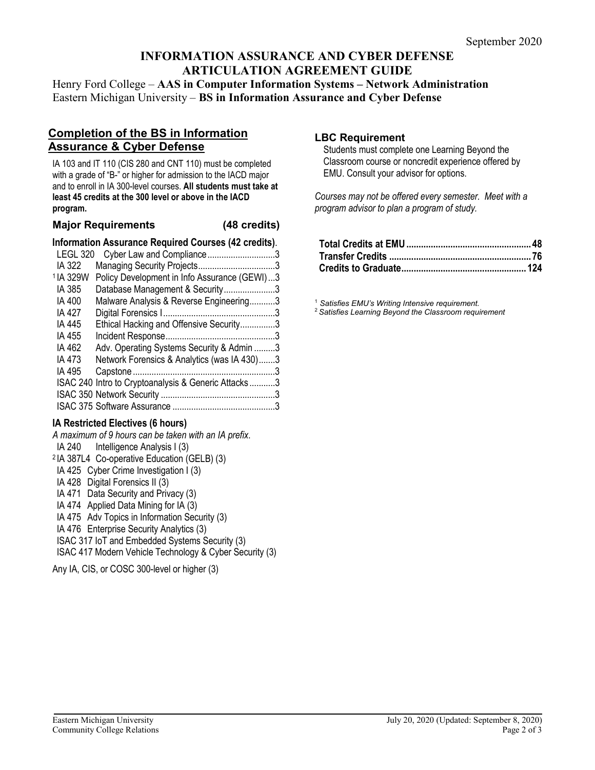September 2020

# INFORMATION ASSURANCE AND CYBER DEFENSE ARTICULATION AGREEMENT GUIDE

Henry Ford College – **AAS in Computer Information Systems – Network Administration**
Eastern Michigan University – **BS in Information Assurance and Cyber Defense**

## Completion of the BS in Information Assurance & Cyber Defense

IA 103 and IT 110 (CIS 280 and CNT 110) must be completed with a grade of "B-" or higher for admission to the IACD major and to enroll in IA 300-level courses. **All students must take at least 45 credits at the 300 level or above in the IACD program.**

### Major Requirements (48 credits)

**Information Assurance Required Courses (42 credits)**.

| Course | Title | Credits |
|---|---|---|
| LEGL 320 | Cyber Law and Compliance | 3 |
| IA 322 | Managing Security Projects | 3 |
| [1] IA 329W | Policy Development in Info Assurance (GEWI) | 3 |
| IA 385 | Database Management & Security | 3 |
| IA 400 | Malware Analysis & Reverse Engineering | 3 |
| IA 427 | Digital Forensics I | 3 |
| IA 445 | Ethical Hacking and Offensive Security | 3 |
| IA 455 | Incident Response | 3 |
| IA 462 | Adv. Operating Systems Security & Admin | 3 |
| IA 473 | Network Forensics & Analytics (was IA 430) | 3 |
| IA 495 | Capstone | 3 |
| ISAC 240 | Intro to Cryptoanalysis & Generic Attacks | 3 |
| ISAC 350 | Network Security | 3 |
| ISAC 375 | Software Assurance | 3 |

**IA Restricted Electives (6 hours)**

*A maximum of 9 hours can be taken with an IA prefix*.

- IA 240 Intelligence Analysis I (3)
- [2] IA 387L4 Co-operative Education (GELB) (3)
- IA 425 Cyber Crime Investigation I (3)
- IA 428 Digital Forensics II (3)
- IA 471 Data Security and Privacy (3)
- IA 474 Applied Data Mining for IA (3)
- IA 475 Adv Topics in Information Security (3)
- IA 476 Enterprise Security Analytics (3)
- ISAC 317 IoT and Embedded Systems Security (3)
- ISAC 417 Modern Vehicle Technology & Cyber Security (3)

Any IA, CIS, or COSC 300-level or higher (3)

### LBC Requirement

Students must complete one Learning Beyond the Classroom course or noncredit experience offered by EMU. Consult your advisor for options.

*Courses may not be offered every semester. Meet with a program advisor to plan a program of study.*

| | |
|---|---|
| **Total Credits at EMU** | **48** |
| **Transfer Credits** | **76** |
| **Credits to Graduate** | **124** |

[1] *Satisfies EMU's Writing Intensive requirement.*
[2] *Satisfies Learning Beyond the Classroom requirement*

Eastern Michigan University
Community College Relations

July 20, 2020 (Updated: September 8, 2020)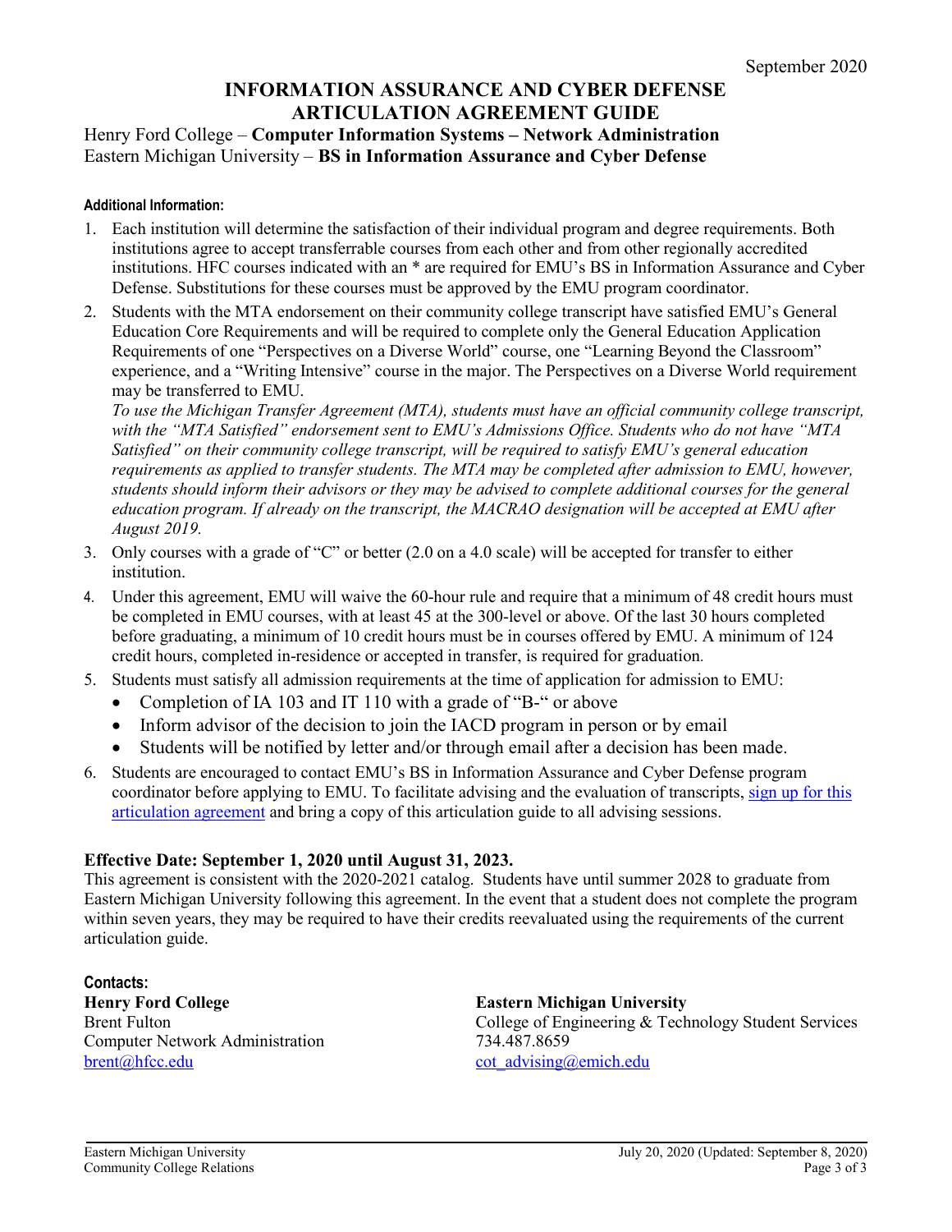September 2020

# INFORMATION ASSURANCE AND CYBER DEFENSE ARTICULATION AGREEMENT GUIDE

Henry Ford College – **Computer Information Systems – Network Administration**
Eastern Michigan University – **BS in Information Assurance and Cyber Defense**

**Additional Information:**

1. Each institution will determine the satisfaction of their individual program and degree requirements. Both institutions agree to accept transferrable courses from each other and from other regionally accredited institutions. HFC courses indicated with an * are required for EMU's BS in Information Assurance and Cyber Defense. Substitutions for these courses must be approved by the EMU program coordinator.
2. Students with the MTA endorsement on their community college transcript have satisfied EMU's General Education Core Requirements and will be required to complete only the General Education Application Requirements of one "Perspectives on a Diverse World" course, one "Learning Beyond the Classroom" experience, and a "Writing Intensive" course in the major. The Perspectives on a Diverse World requirement may be transferred to EMU.
   *To use the Michigan Transfer Agreement (MTA), students must have an official community college transcript, with the "MTA Satisfied" endorsement sent to EMU's Admissions Office. Students who do not have "MTA Satisfied" on their community college transcript, will be required to satisfy EMU's general education requirements as applied to transfer students. The MTA may be completed after admission to EMU, however, students should inform their advisors or they may be advised to complete additional courses for the general education program. If already on the transcript, the MACRAO designation will be accepted at EMU after August 2019.*
3. Only courses with a grade of "C" or better (2.0 on a 4.0 scale) will be accepted for transfer to either institution.
4. Under this agreement, EMU will waive the 60-hour rule and require that a minimum of 48 credit hours must be completed in EMU courses, with at least 45 at the 300-level or above. Of the last 30 hours completed before graduating, a minimum of 10 credit hours must be in courses offered by EMU. A minimum of 124 credit hours, completed in-residence or accepted in transfer, is required for graduation.
5. Students must satisfy all admission requirements at the time of application for admission to EMU:
   - Completion of IA 103 and IT 110 with a grade of "B-" or above
   - Inform advisor of the decision to join the IACD program in person or by email
   - Students will be notified by letter and/or through email after a decision has been made.
6. Students are encouraged to contact EMU's BS in Information Assurance and Cyber Defense program coordinator before applying to EMU. To facilitate advising and the evaluation of transcripts, sign up for this articulation agreement and bring a copy of this articulation guide to all advising sessions.

**Effective Date: September 1, 2020 until August 31, 2023.**

This agreement is consistent with the 2020-2021 catalog. Students have until summer 2028 to graduate from Eastern Michigan University following this agreement. In the event that a student does not complete the program within seven years, they may be required to have their credits reevaluated using the requirements of the current articulation guide.

**Contacts:**

**Henry Ford College**
Brent Fulton
Computer Network Administration
brent@hfcc.edu

**Eastern Michigan University**
College of Engineering & Technology Student Services
734.487.8659
cot_advising@emich.edu

Eastern Michigan University
Community College Relations

July 20, 2020 (Updated: September 8, 2020)